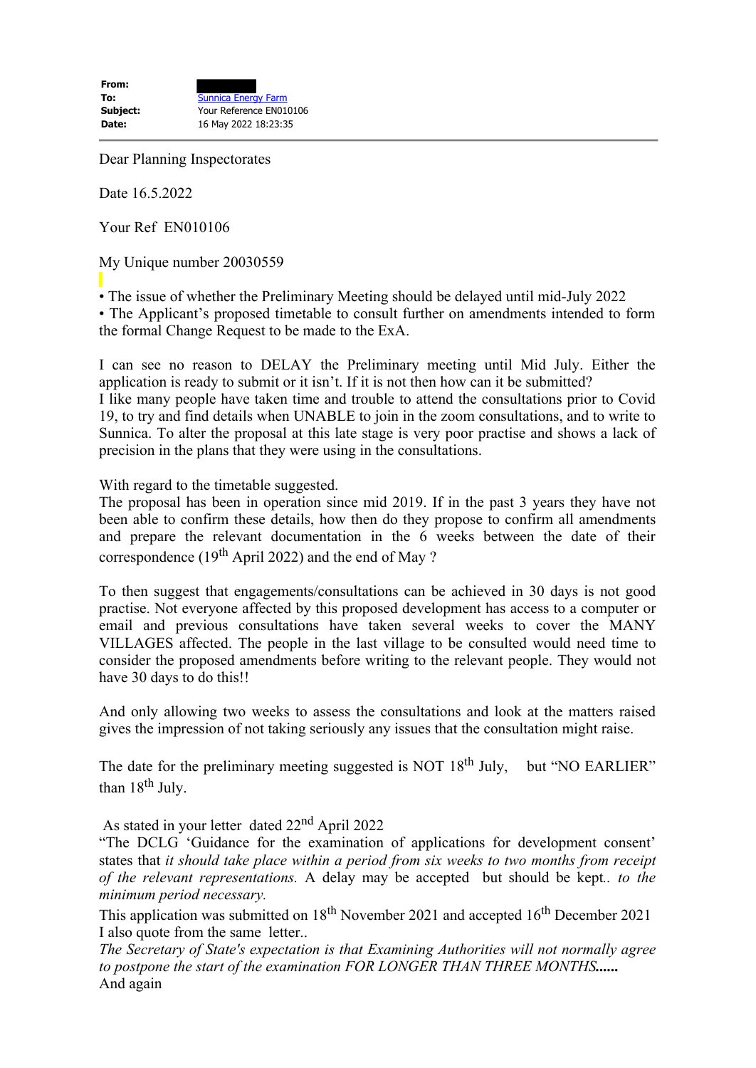| | |
|---|---|
| **From:** | |
| **To:** | Sunnica Energy Farm |
| **Subject:** | Your Reference EN010106 |
| **Date:** | 16 May 2022 18:23:35 |

Dear Planning Inspectorates

Date 16.5.2022

Your Ref EN010106

My Unique number 20030559

- The issue of whether the Preliminary Meeting should be delayed until mid-July 2022
- The Applicant's proposed timetable to consult further on amendments intended to form the formal Change Request to be made to the ExA.

I can see no reason to DELAY the Preliminary meeting until Mid July. Either the application is ready to submit or it isn't. If it is not then how can it be submitted?
I like many people have taken time and trouble to attend the consultations prior to Covid 19, to try and find details when UNABLE to join in the zoom consultations, and to write to Sunnica. To alter the proposal at this late stage is very poor practise and shows a lack of precision in the plans that they were using in the consultations.

With regard to the timetable suggested.
The proposal has been in operation since mid 2019. If in the past 3 years they have not been able to confirm these details, how then do they propose to confirm all amendments and prepare the relevant documentation in the 6 weeks between the date of their correspondence (19th April 2022) and the end of May ?

To then suggest that engagements/consultations can be achieved in 30 days is not good practise. Not everyone affected by this proposed development has access to a computer or email and previous consultations have taken several weeks to cover the MANY VILLAGES affected. The people in the last village to be consulted would need time to consider the proposed amendments before writing to the relevant people. They would not have 30 days to do this!!

And only allowing two weeks to assess the consultations and look at the matters raised gives the impression of not taking seriously any issues that the consultation might raise.

The date for the preliminary meeting suggested is NOT 18th July, but "NO EARLIER" than 18th July.

As stated in your letter dated 22nd April 2022
"The DCLG 'Guidance for the examination of applications for development consent' states that *it should take place within a period from six weeks to two months from receipt of the relevant representations.* A delay may be accepted but should be kept.. *to the minimum period necessary.*
This application was submitted on 18th November 2021 and accepted 16th December 2021
I also quote from the same letter..
*The Secretary of State's expectation is that Examining Authorities will not normally agree to postpone the start of the examination FOR LONGER THAN THREE MONTHS*......
And again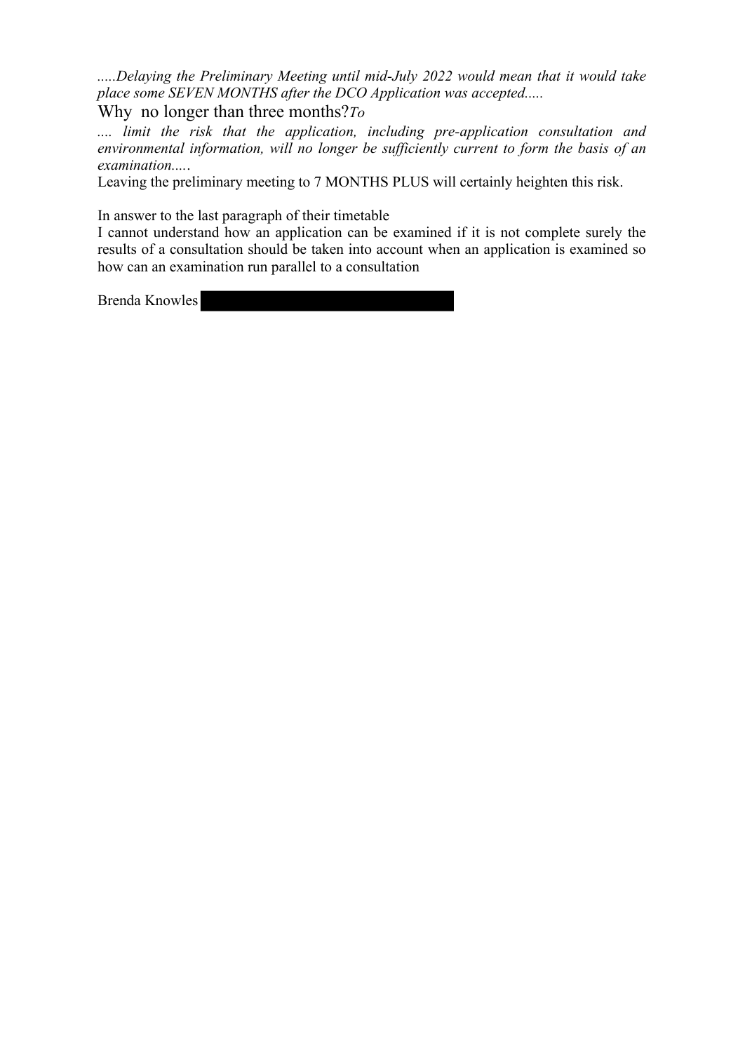*.....Delaying the Preliminary Meeting until mid-July 2022 would mean that it would take place some SEVEN MONTHS after the DCO Application was accepted.....*

Why no longer than three months?*To*

*.... limit the risk that the application, including pre-application consultation and environmental information, will no longer be sufficiently current to form the basis of an examination.....*

Leaving the preliminary meeting to 7 MONTHS PLUS will certainly heighten this risk.

In answer to the last paragraph of their timetable

I cannot understand how an application can be examined if it is not complete surely the results of a consultation should be taken into account when an application is examined so how can an examination run parallel to a consultation

Brenda Knowles